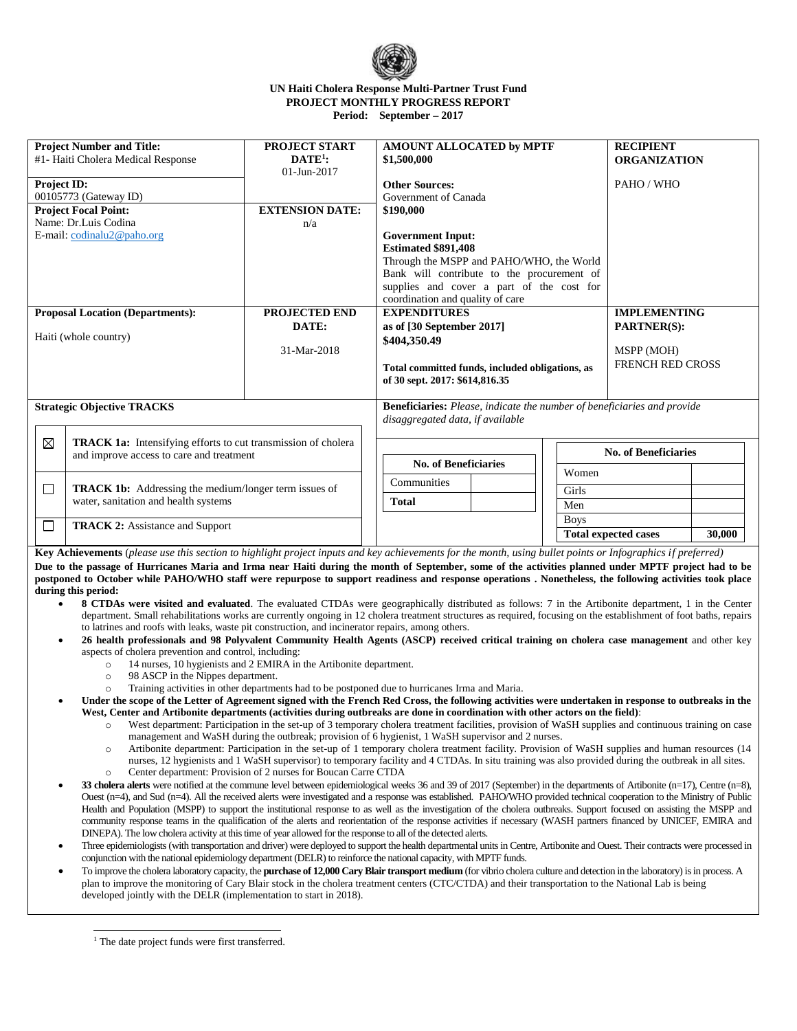**UN Haiti Cholera Response Multi-Partner Trust Fund**
**PROJECT MONTHLY PROGRESS REPORT**
**Period: September – 2017**

| **Project Number and Title:** #1- Haiti Cholera Medical Response | **PROJECT START DATE[1]:** 01-Jun-2017 | **AMOUNT ALLOCATED by MPTF** **$1,500,000** | **RECIPIENT ORGANIZATION** |
|---|---|---|---|
| **Project ID:** 00105773 (Gateway ID) | | **Other Sources:** Government of Canada **$190,000** | PAHO / WHO |
| **Project Focal Point:** Name: Dr.Luis Codina E-mail: codinalu2@paho.org | **EXTENSION DATE:** n/a | **Government Input:** **Estimated $891,408** Through the MSPP and PAHO/WHO, the World Bank will contribute to the procurement of supplies and cover a part of the cost for coordination and quality of care | |
| **Proposal Location (Departments):** Haiti (whole country) | **PROJECTED END DATE:** 31-Mar-2018 | **EXPENDITURES as of [30 September 2017]** **$404,350.49** **Total committed funds, included obligations, as of 30 sept. 2017: $614,816.35** | **IMPLEMENTING PARTNER(S):** MSPP (MOH) FRENCH RED CROSS |

| **Strategic Objective TRACKS** | |
|---|---|
| ☒ | **TRACK 1a:** Intensifying efforts to cut transmission of cholera and improve access to care and treatment |
| ☐ | **TRACK 1b:** Addressing the medium/longer term issues of water, sanitation and health systems |
| ☐ | **TRACK 2:** Assistance and Support |

**Beneficiaries:** *Please, indicate the number of beneficiaries and provide disaggregated data, if available*

| **No. of Beneficiaries** | |
|---|---|
| Communities | |
| **Total** | |

| **No. of Beneficiaries** | |
|---|---|
| Women | |
| Girls | |
| Men | |
| Boys | |
| **Total expected cases** | **30,000** |

**Key Achievements** (*please use this section to highlight project inputs and key achievements for the month, using bullet points or Infographics if preferred*)

**Due to the passage of Hurricanes Maria and Irma near Haiti during the month of September, some of the activities planned under MPTF project had to be postponed to October while PAHO/WHO staff were repurpose to support readiness and response operations . Nonetheless, the following activities took place during this period:**

- **8 CTDAs were visited and evaluated**. The evaluated CTDAs were geographically distributed as follows: 7 in the Artibonite department, 1 in the Center department. Small rehabilitations works are currently ongoing in 12 cholera treatment structures as required, focusing on the establishment of foot baths, repairs to latrines and roofs with leaks, waste pit construction, and incinerator repairs, among others.
- **26 health professionals and 98 Polyvalent Community Health Agents (ASCP) received critical training on cholera case management** and other key aspects of cholera prevention and control, including:
  - 14 nurses, 10 hygienists and 2 EMIRA in the Artibonite department.
  - 98 ASCP in the Nippes department.
  - Training activities in other departments had to be postponed due to hurricanes Irma and Maria.
- **Under the scope of the Letter of Agreement signed with the French Red Cross, the following activities were undertaken in response to outbreaks in the West, Center and Artibonite departments (activities during outbreaks are done in coordination with other actors on the field)**:
  - West department: Participation in the set-up of 3 temporary cholera treatment facilities, provision of WaSH supplies and continuous training on case management and WaSH during the outbreak; provision of 6 hygienist, 1 WaSH supervisor and 2 nurses.
  - Artibonite department: Participation in the set-up of 1 temporary cholera treatment facility. Provision of WaSH supplies and human resources (14 nurses, 12 hygienists and 1 WaSH supervisor) to temporary facility and 4 CTDAs. In situ training was also provided during the outbreak in all sites.
  - Center department: Provision of 2 nurses for Boucan Carre CTDA
- **33 cholera alerts** were notified at the commune level between epidemiological weeks 36 and 39 of 2017 (September) in the departments of Artibonite (n=17), Centre (n=8), Ouest (n=4), and Sud (n=4). All the received alerts were investigated and a response was established. PAHO/WHO provided technical cooperation to the Ministry of Public Health and Population (MSPP) to support the institutional response to as well as the investigation of the cholera outbreaks. Support focused on assisting the MSPP and community response teams in the qualification of the alerts and reorientation of the response activities if necessary (WASH partners financed by UNICEF, EMIRA and DINEPA). The low cholera activity at this time of year allowed for the response to all of the detected alerts.
- Three epidemiologists (with transportation and driver) were deployed to support the health departmental units in Centre, Artibonite and Ouest. Their contracts were processed in conjunction with the national epidemiology department (DELR) to reinforce the national capacity, with MPTF funds.
- To improve the cholera laboratory capacity, the **purchase of 12,000 Cary Blair transport medium** (for vibrio cholera culture and detection in the laboratory) is in process. A plan to improve the monitoring of Cary Blair stock in the cholera treatment centers (CTC/CTDA) and their transportation to the National Lab is being developed jointly with the DELR (implementation to start in 2018).

[1] The date project funds were first transferred.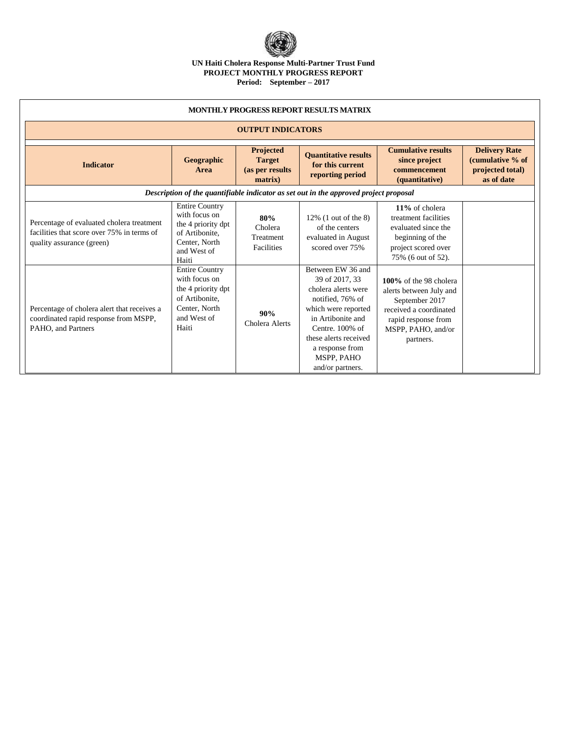**UN Haiti Cholera Response Multi-Partner Trust Fund**
**PROJECT MONTHLY PROGRESS REPORT**
**Period: September – 2017**

## MONTHLY PROGRESS REPORT RESULTS MATRIX

### OUTPUT INDICATORS

| Indicator | Geographic Area | Projected Target (as per results matrix) | Quantitative results for this current reporting period | Cumulative results since project commencement (quantitative) | Delivery Rate (cumulative % of projected total) as of date |
|---|---|---|---|---|---|
| *Description of the quantifiable indicator as set out in the approved project proposal* | | | | | |
| Percentage of evaluated cholera treatment facilities that score over 75% in terms of quality assurance (green) | Entire Country with focus on the 4 priority dpt of Artibonite, Center, North and West of Haiti | **80%** Cholera Treatment Facilities | 12% (1 out of the 8) of the centers evaluated in August scored over 75% | **11%** of cholera treatment facilities evaluated since the beginning of the project scored over 75% (6 out of 52). | |
| Percentage of cholera alert that receives a coordinated rapid response from MSPP, PAHO, and Partners | Entire Country with focus on the 4 priority dpt of Artibonite, Center, North and West of Haiti | **90%** Cholera Alerts | Between EW 36 and 39 of 2017, 33 cholera alerts were notified, 76% of which were reported in Artibonite and Centre. 100% of these alerts received a response from MSPP, PAHO and/or partners. | **100%** of the 98 cholera alerts between July and September 2017 received a coordinated rapid response from MSPP, PAHO, and/or partners. | |